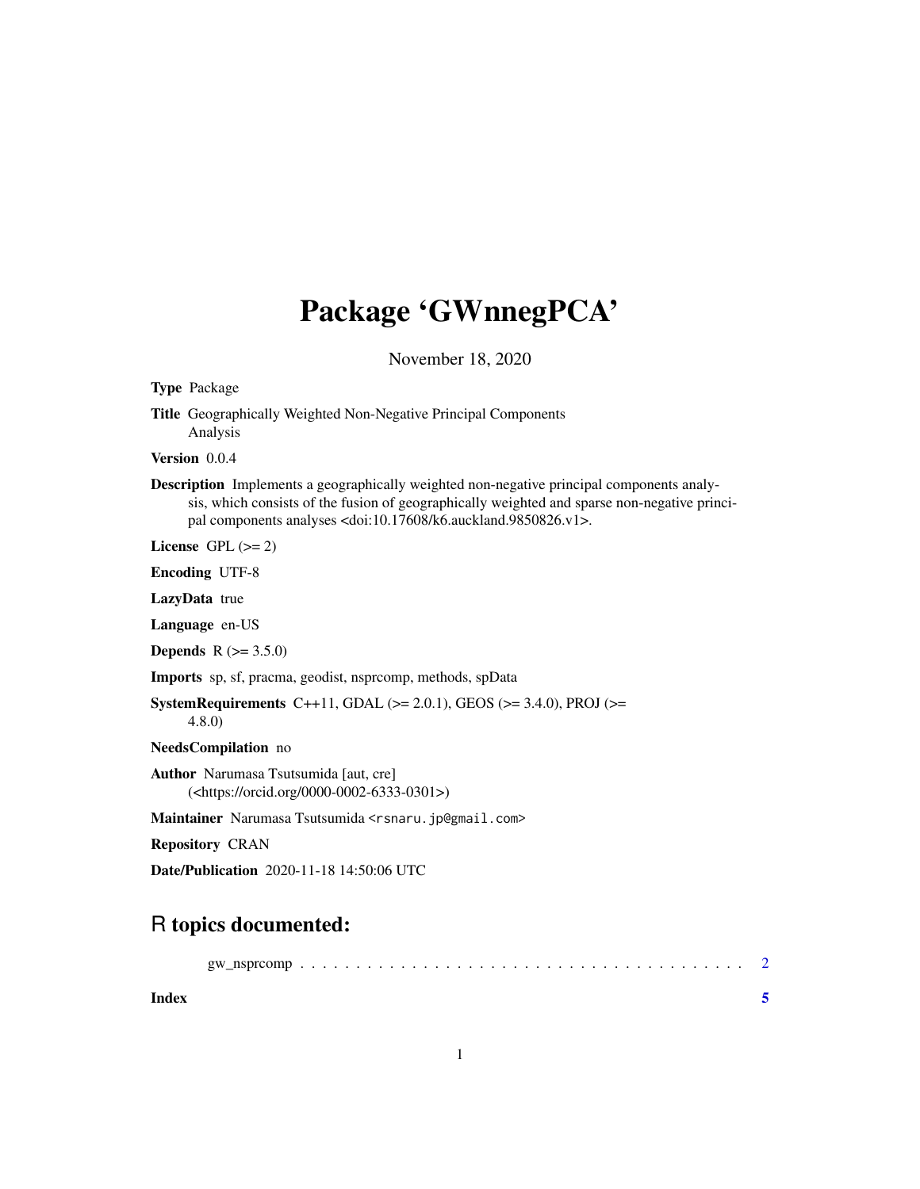# Package 'GWnnegPCA'

November 18, 2020

**Type** Package

**Title** Geographically Weighted Non-Negative Principal Components Analysis

**Version** 0.0.4

**Description** Implements a geographically weighted non-negative principal components analysis, which consists of the fusion of geographically weighted and sparse non-negative principal components analyses <doi:10.17608/k6.auckland.9850826.v1>.

**License** GPL (>= 2)

**Encoding** UTF-8

**LazyData** true

**Language** en-US

**Depends** R (>= 3.5.0)

**Imports** sp, sf, pracma, geodist, nsprcomp, methods, spData

**SystemRequirements** C++11, GDAL (>= 2.0.1), GEOS (>= 3.4.0), PROJ (>= 4.8.0)

**NeedsCompilation** no

**Author** Narumasa Tsutsumida [aut, cre] (<https://orcid.org/0000-0002-6333-0301>)

**Maintainer** Narumasa Tsutsumida <rsnaru.jp@gmail.com>

**Repository** CRAN

**Date/Publication** 2020-11-18 14:50:06 UTC

## R topics documented:

gw_nsprcomp . . . . . . . . . . . . . . . . . . . . . . . . . . . . . . . . . . . . . . . . 2

**Index** **5**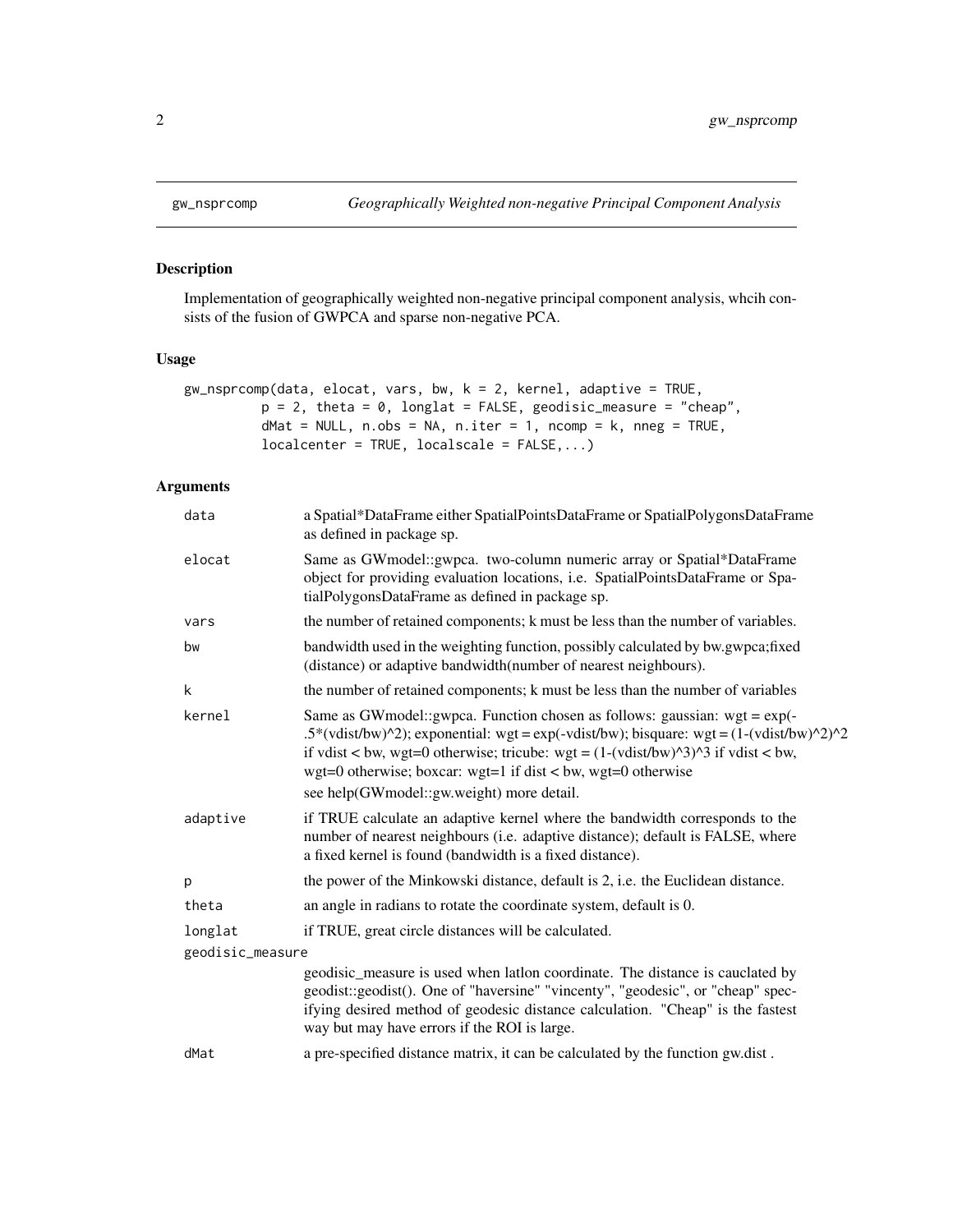gw_nsprcomp *Geographically Weighted non-negative Principal Component Analysis*

## Description

Implementation of geographically weighted non-negative principal component analysis, whcih consists of the fusion of GWPCA and sparse non-negative PCA.

## Usage

```
gw_nsprcomp(data, elocat, vars, bw, k = 2, kernel, adaptive = TRUE,
          p = 2, theta = 0, longlat = FALSE, geodisic_measure = "cheap",
          dMat = NULL, n.obs = NA, n.iter = 1, ncomp = k, nneg = TRUE,
          localcenter = TRUE, localscale = FALSE,...)
```

## Arguments

| Argument | Description |
|---|---|
| data | a Spatial*DataFrame either SpatialPointsDataFrame or SpatialPolygonsDataFrame as defined in package sp. |
| elocat | Same as GWmodel::gwpca. two-column numeric array or Spatial*DataFrame object for providing evaluation locations, i.e. SpatialPointsDataFrame or SpatialPolygonsDataFrame as defined in package sp. |
| vars | the number of retained components; k must be less than the number of variables. |
| bw | bandwidth used in the weighting function, possibly calculated by bw.gwpca;fixed (distance) or adaptive bandwidth(number of nearest neighbours). |
| k | the number of retained components; k must be less than the number of variables |
| kernel | Same as GWmodel::gwpca. Function chosen as follows: gaussian: wgt = exp(-.5*(vdist/bw)^2); exponential: wgt = exp(-vdist/bw); bisquare: wgt = (1-(vdist/bw)^2)^2 if vdist < bw, wgt=0 otherwise; tricube: wgt = (1-(vdist/bw)^3)^3 if vdist < bw, wgt=0 otherwise; boxcar: wgt=1 if dist < bw, wgt=0 otherwise<br>see help(GWmodel::gw.weight) more detail. |
| adaptive | if TRUE calculate an adaptive kernel where the bandwidth corresponds to the number of nearest neighbours (i.e. adaptive distance); default is FALSE, where a fixed kernel is found (bandwidth is a fixed distance). |
| p | the power of the Minkowski distance, default is 2, i.e. the Euclidean distance. |
| theta | an angle in radians to rotate the coordinate system, default is 0. |
| longlat | if TRUE, great circle distances will be calculated. |
| geodisic_measure | geodisic_measure is used when latlon coordinate. The distance is cauclated by geodist::geodist(). One of "haversine" "vincenty", "geodesic", or "cheap" specifying desired method of geodesic distance calculation. "Cheap" is the fastest way but may have errors if the ROI is large. |
| dMat | a pre-specified distance matrix, it can be calculated by the function gw.dist . |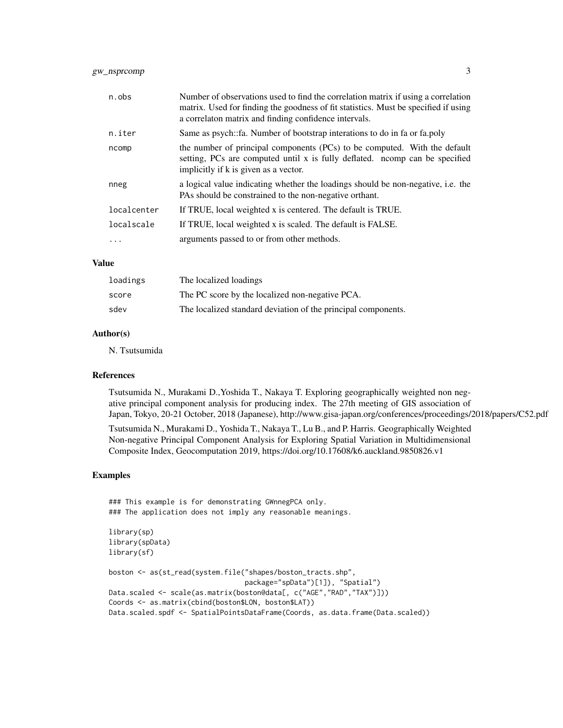| | |
|---|---|
| n.obs | Number of observations used to find the correlation matrix if using a correlation matrix. Used for finding the goodness of fit statistics. Must be specified if using a correlaton matrix and finding confidence intervals. |
| n.iter | Same as psych::fa. Number of bootstrap interations to do in fa or fa.poly |
| ncomp | the number of principal components (PCs) to be computed. With the default setting, PCs are computed until x is fully deflated. ncomp can be specified implicitly if k is given as a vector. |
| nneg | a logical value indicating whether the loadings should be non-negative, i.e. the PAs should be constrained to the non-negative orthant. |
| localcenter | If TRUE, local weighted x is centered. The default is TRUE. |
| localscale | If TRUE, local weighted x is scaled. The default is FALSE. |
| ... | arguments passed to or from other methods. |

## Value

| | |
|---|---|
| loadings | The localized loadings |
| score | The PC score by the localized non-negative PCA. |
| sdev | The localized standard deviation of the principal components. |

## Author(s)

N. Tsutsumida

## References

Tsutsumida N., Murakami D.,Yoshida T., Nakaya T. Exploring geographically weighted non negative principal component analysis for producing index. The 27th meeting of GIS association of Japan, Tokyo, 20-21 October, 2018 (Japanese), http://www.gisa-japan.org/conferences/proceedings/2018/papers/C52.pdf

Tsutsumida N., Murakami D., Yoshida T., Nakaya T., Lu B., and P. Harris. Geographically Weighted Non-negative Principal Component Analysis for Exploring Spatial Variation in Multidimensional Composite Index, Geocomputation 2019, https://doi.org/10.17608/k6.auckland.9850826.v1

## Examples

```
### This example is for demonstrating GWnnegPCA only.
### The application does not imply any reasonable meanings.

library(sp)
library(spData)
library(sf)

boston <- as(st_read(system.file("shapes/boston_tracts.shp",
                                 package="spData")[1]), "Spatial")
Data.scaled <- scale(as.matrix(boston@data[, c("AGE","RAD","TAX")]))
Coords <- as.matrix(cbind(boston$LON, boston$LAT))
Data.scaled.spdf <- SpatialPointsDataFrame(Coords, as.data.frame(Data.scaled))
```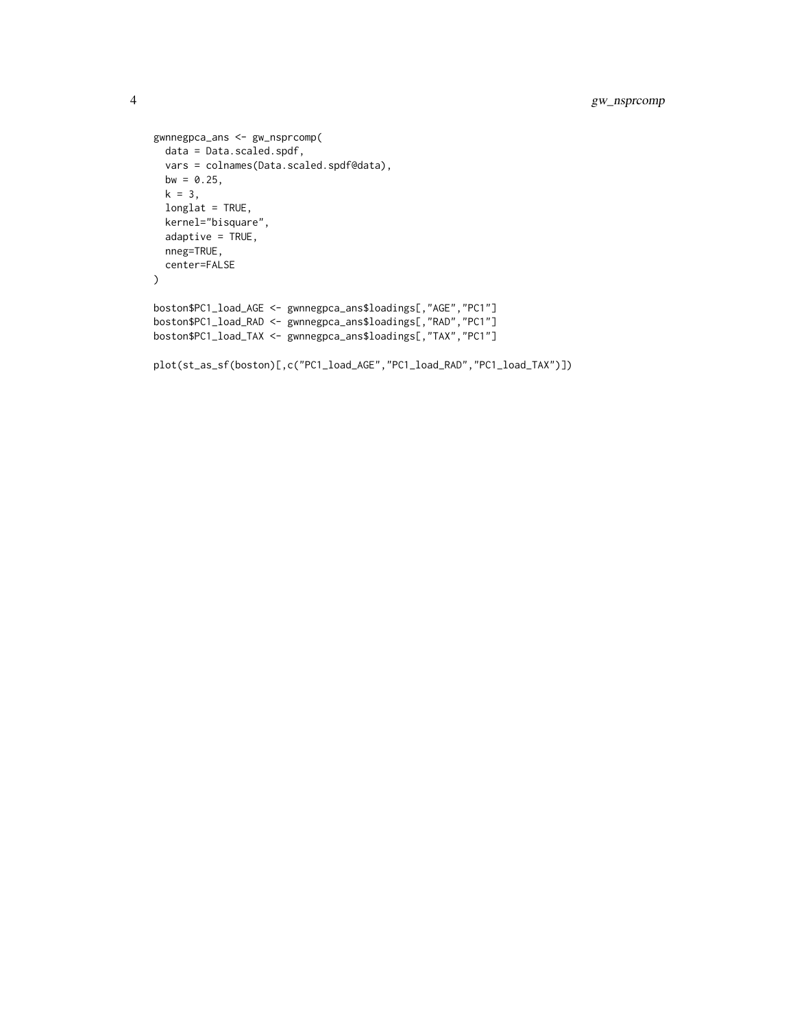```
gwnnegpca_ans <- gw_nsprcomp(
  data = Data.scaled.spdf,
  vars = colnames(Data.scaled.spdf@data),
  bw = 0.25,
  k = 3,
  longlat = TRUE,
  kernel="bisquare",
  adaptive = TRUE,
  nneg=TRUE,
  center=FALSE
)

boston$PC1_load_AGE <- gwnnegpca_ans$loadings[,"AGE","PC1"]
boston$PC1_load_RAD <- gwnnegpca_ans$loadings[,"RAD","PC1"]
boston$PC1_load_TAX <- gwnnegpca_ans$loadings[,"TAX","PC1"]

plot(st_as_sf(boston)[,c("PC1_load_AGE","PC1_load_RAD","PC1_load_TAX")])
```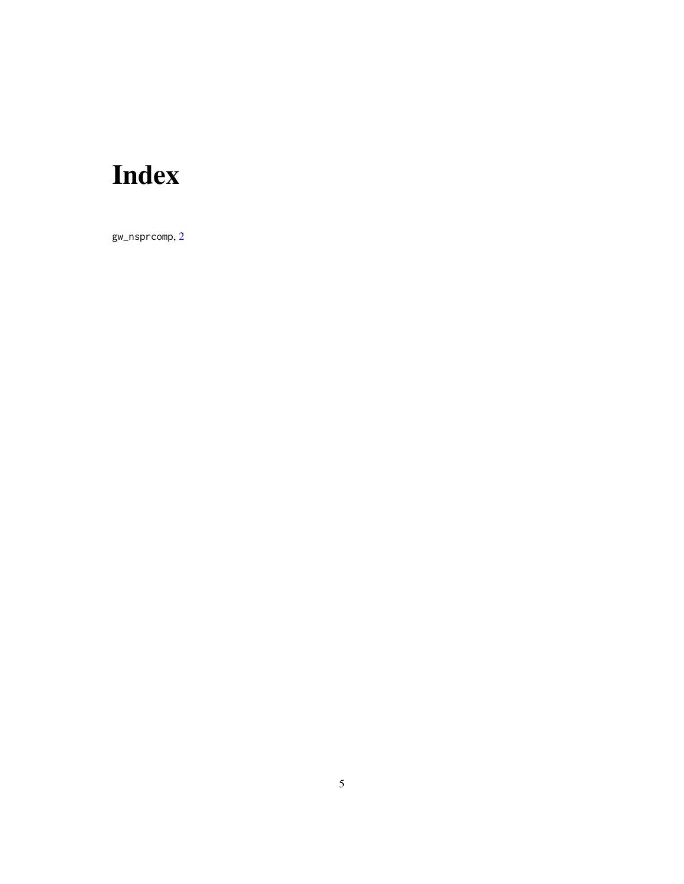# Index

gw_nsprcomp, 2